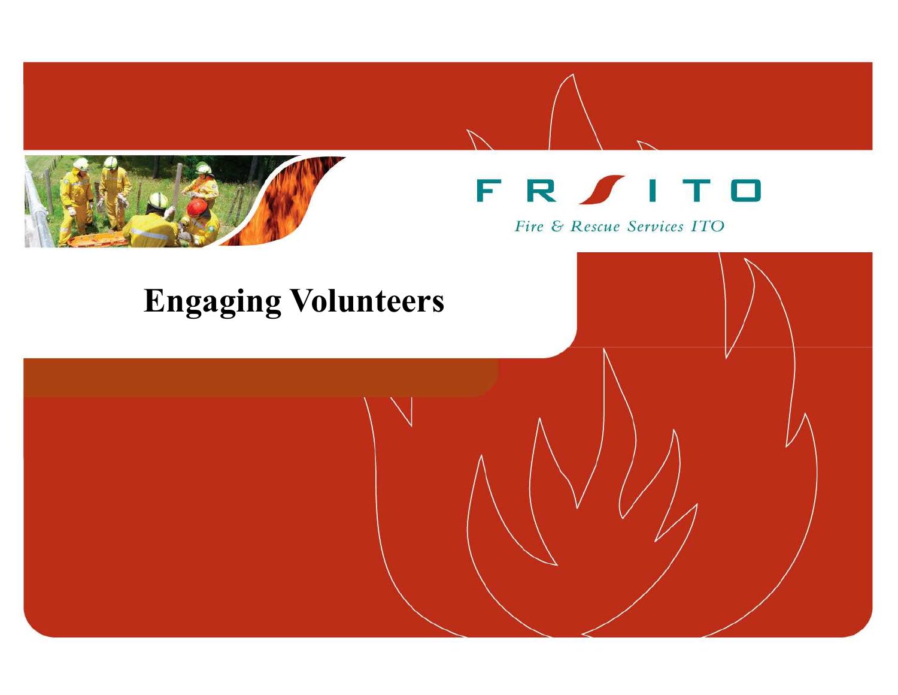FR ITO

*Fire & Rescue Services ITO*

# Engaging Volunteers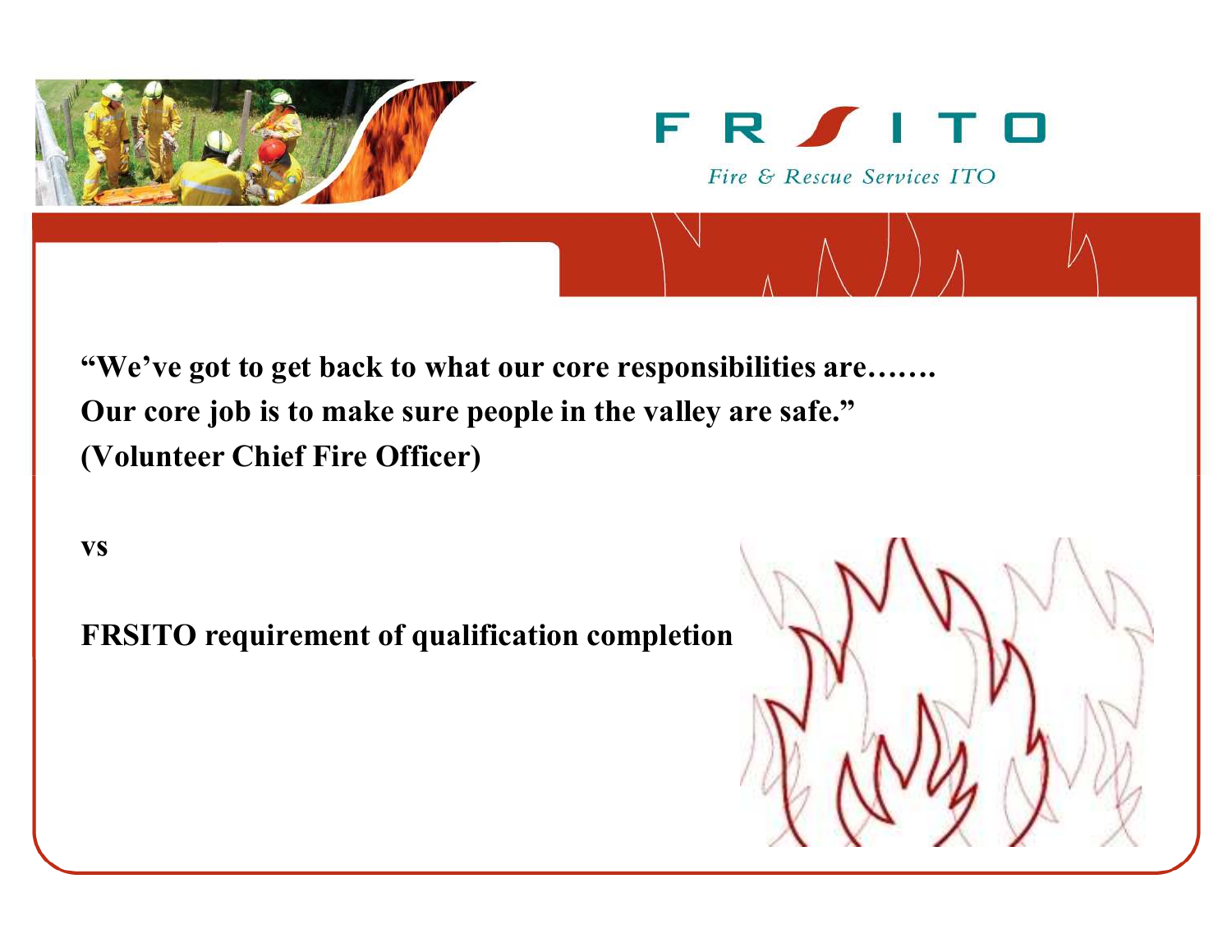**"We've got to get back to what our core responsibilities are……. Our core job is to make sure people in the valley are safe." (Volunteer Chief Fire Officer)**

**vs**

**FRSITO requirement of qualification completion**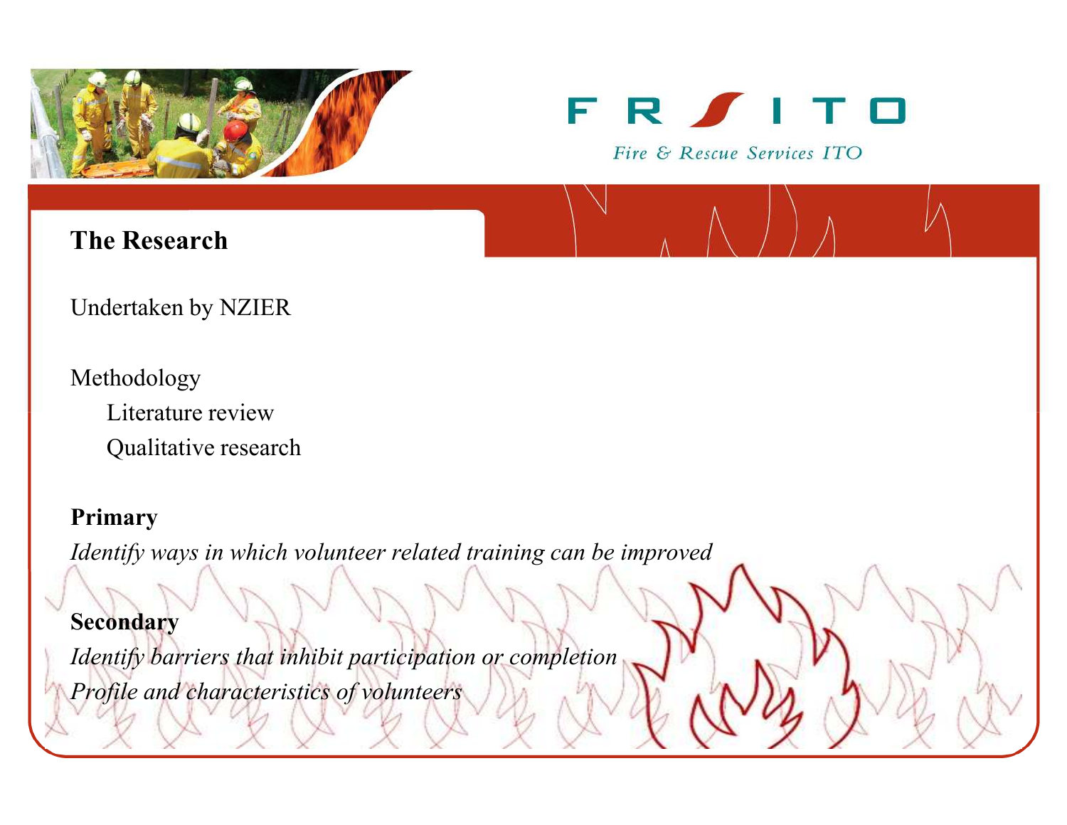## The Research

Undertaken by NZIER

Methodology

- Literature review
- Qualitative research

**Primary**

*Identify ways in which volunteer related training can be improved*

**Secondary**

*Identify barriers that inhibit participation or completion*

*Profile and characteristics of volunteers*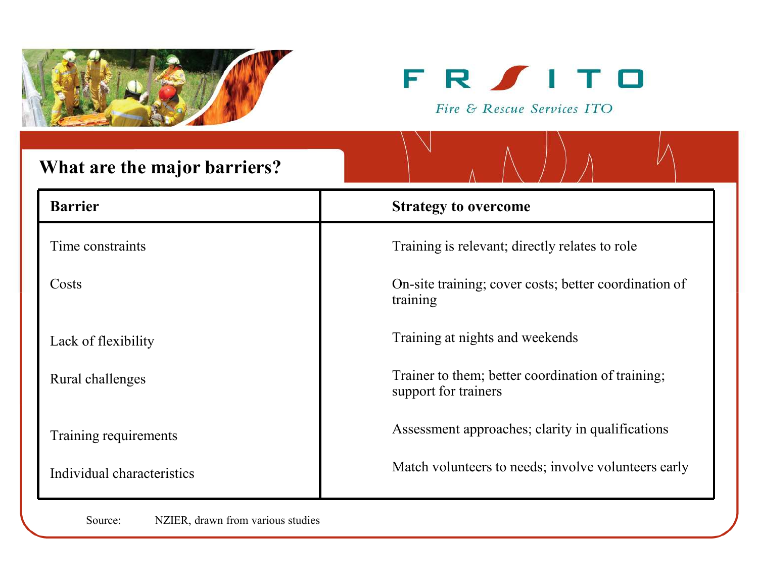## What are the major barriers?

| Barrier | Strategy to overcome |
|---|---|
| Time constraints | Training is relevant; directly relates to role |
| Costs | On-site training; cover costs; better coordination of training |
| Lack of flexibility | Training at nights and weekends |
| Rural challenges | Trainer to them; better coordination of training; support for trainers |
| Training requirements | Assessment approaches; clarity in qualifications |
| Individual characteristics | Match volunteers to needs; involve volunteers early |

Source: NZIER, drawn from various studies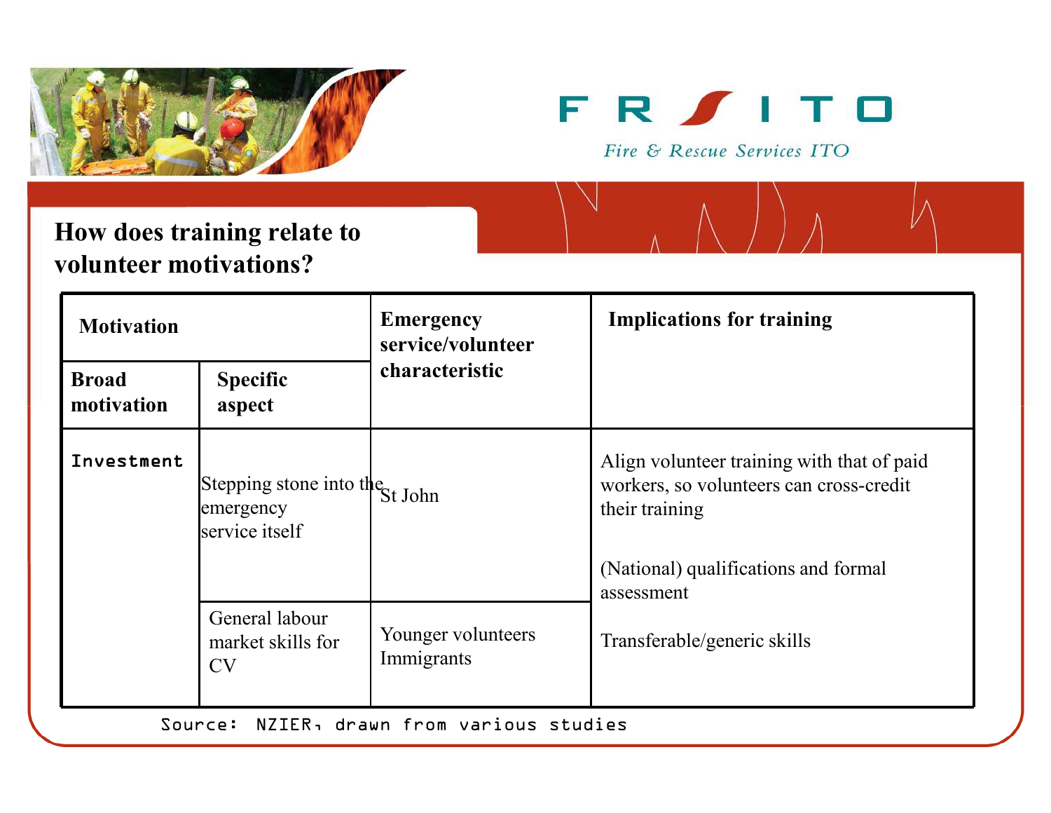# How does training relate to volunteer motivations?

| Motivation | | Emergency service/volunteer characteristic | Implications for training |
|---|---|---|---|
| Broad motivation | Specific aspect | | |
| Investment | Stepping stone into the emergency service itself | St John | Align volunteer training with that of paid workers, so volunteers can cross-credit their training<br><br>(National) qualifications and formal assessment |
| | General labour market skills for CV | Younger volunteers<br>Immigrants | Transferable/generic skills |

Source: NZIER, drawn from various studies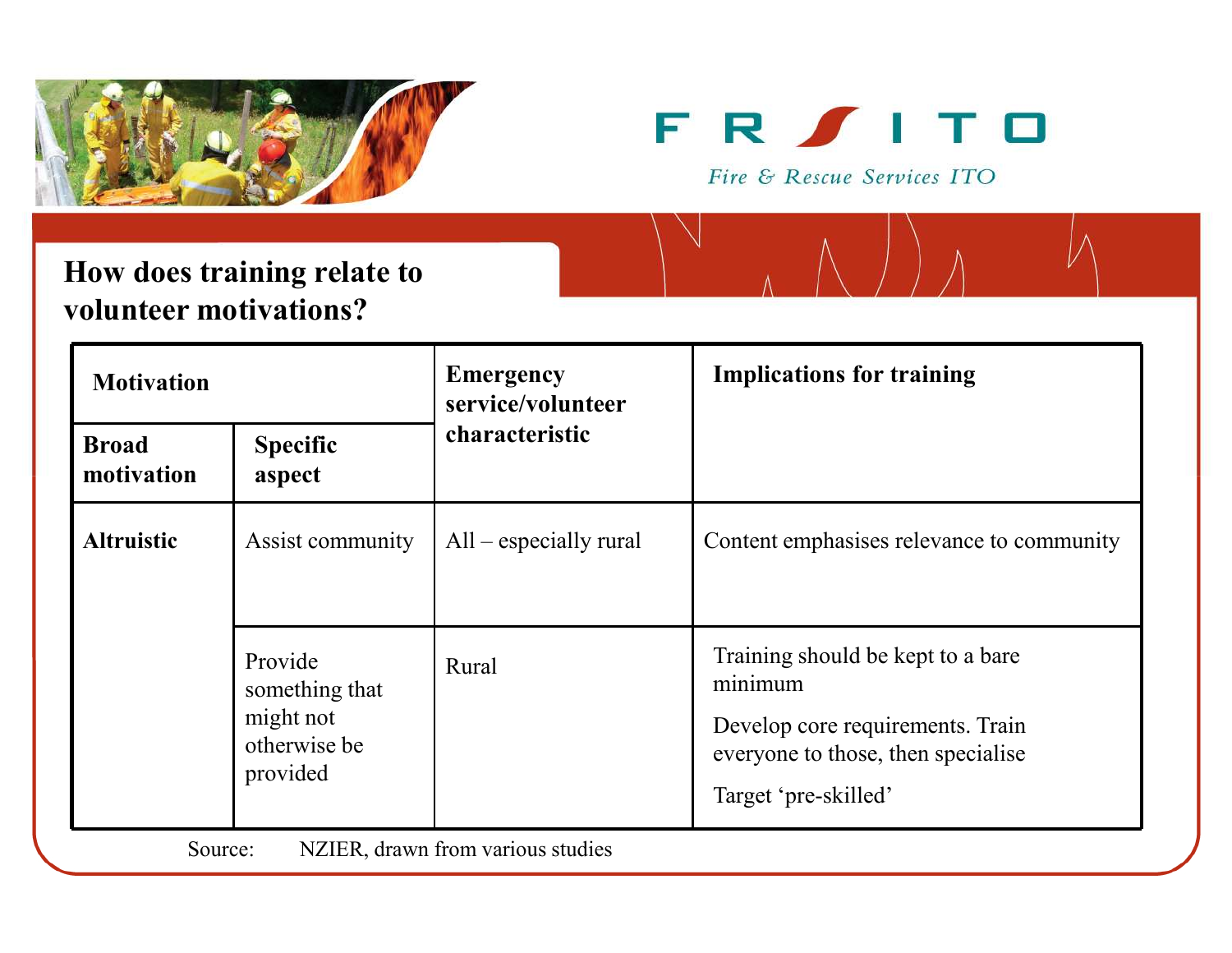## How does training relate to volunteer motivations?

| Motivation | | Emergency service/volunteer characteristic | Implications for training |
|---|---|---|---|
| **Broad motivation** | **Specific aspect** | | |
| **Altruistic** | Assist community | All – especially rural | Content emphasises relevance to community |
| | Provide something that might not otherwise be provided | Rural | Training should be kept to a bare minimum<br><br>Develop core requirements. Train everyone to those, then specialise<br><br>Target 'pre-skilled' |

Source: NZIER, drawn from various studies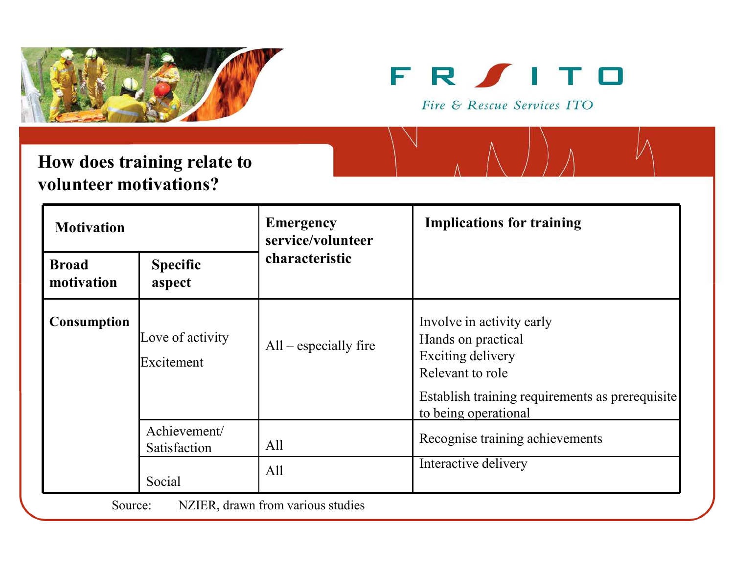FRSITO

*Fire & Rescue Services ITO*

## How does training relate to volunteer motivations?

| Motivation | | Emergency service/volunteer characteristic | Implications for training |
|---|---|---|---|
| **Broad motivation** | **Specific aspect** | | |
| **Consumption** | Love of activity<br>Excitement | All – especially fire | Involve in activity early<br>Hands on practical<br>Exciting delivery<br>Relevant to role<br>Establish training requirements as prerequisite to being operational |
| | Achievement/ Satisfaction | All | Recognise training achievements |
| | Social | All | Interactive delivery |

Source: NZIER, drawn from various studies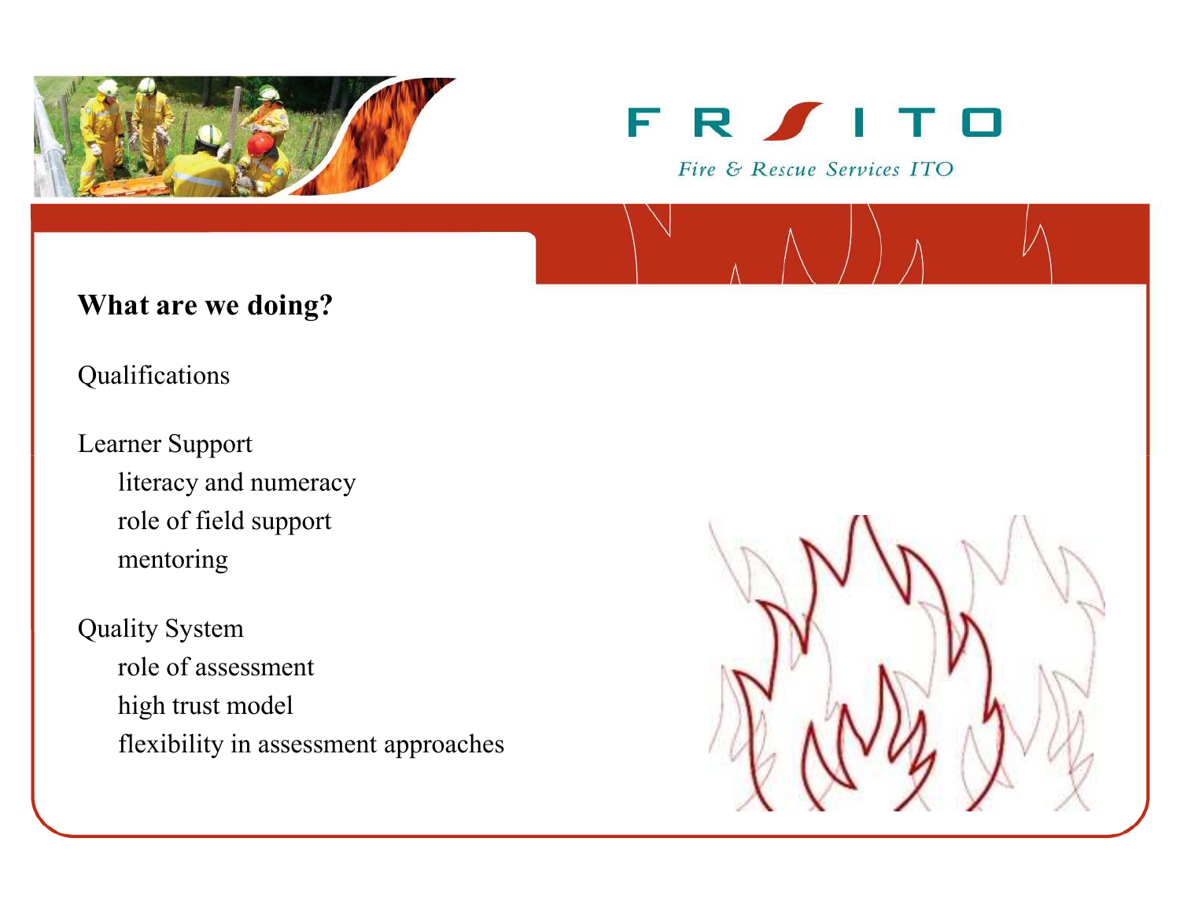## What are we doing?

Qualifications

Learner Support

- literacy and numeracy
- role of field support
- mentoring

Quality System

- role of assessment
- high trust model
- flexibility in assessment approaches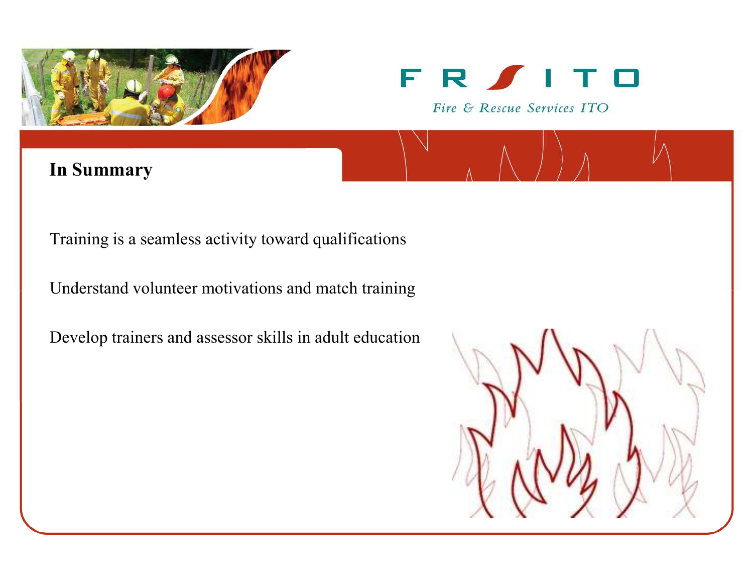## In Summary

Training is a seamless activity toward qualifications

Understand volunteer motivations and match training

Develop trainers and assessor skills in adult education